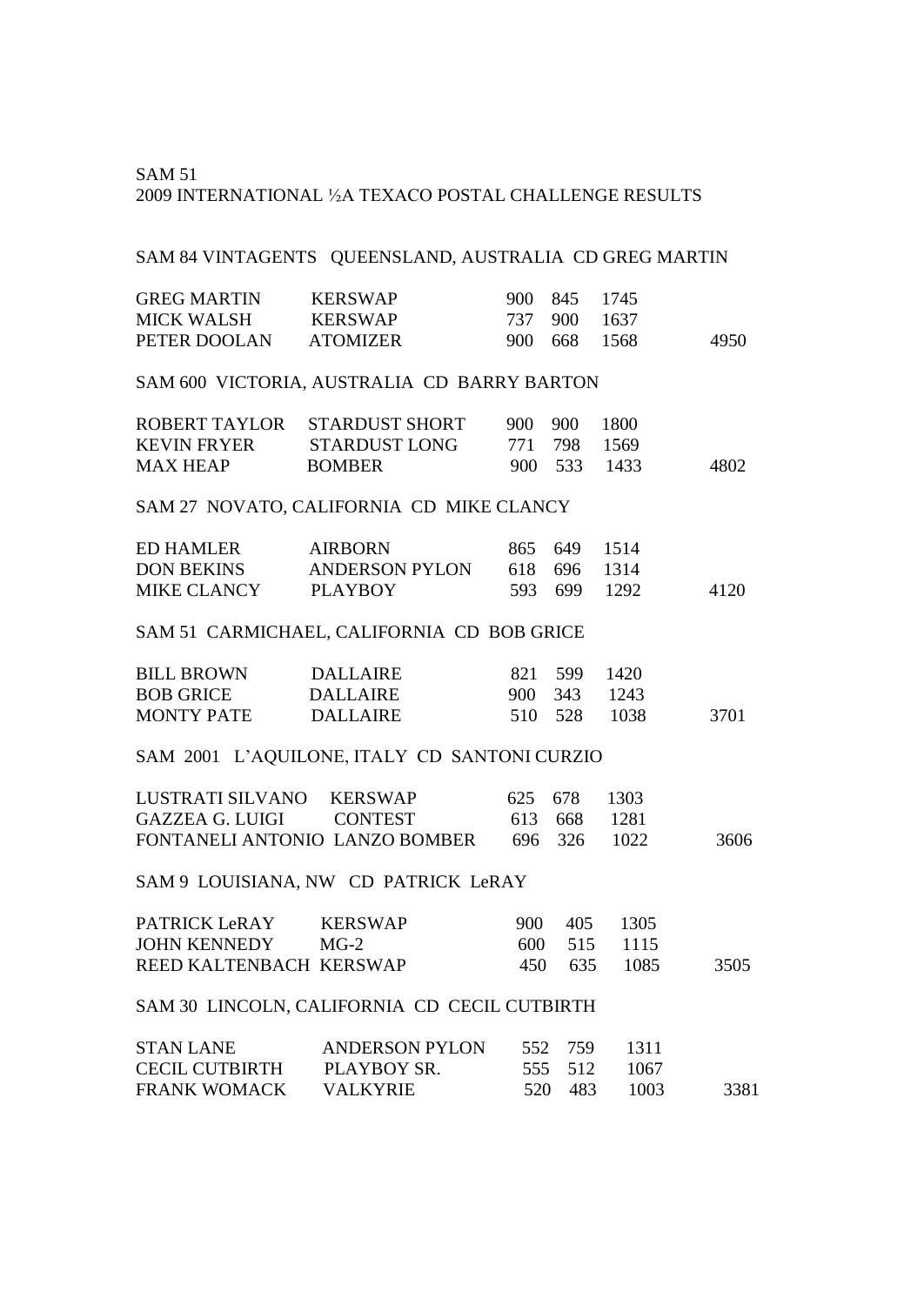SAM 51

2009 INTERNATIONAL ½A TEXACO POSTAL CHALLENGE RESULTS

SAM 84 VINTAGENTS QUEENSLAND, AUSTRALIA CD GREG MARTIN

| | | | | | |
|---|---|---|---|---|---|
| GREG MARTIN | KERSWAP | 900 | 845 | 1745 | |
| MICK WALSH | KERSWAP | 737 | 900 | 1637 | |
| PETER DOOLAN | ATOMIZER | 900 | 668 | 1568 | 4950 |

SAM 600 VICTORIA, AUSTRALIA CD BARRY BARTON

| | | | | | |
|---|---|---|---|---|---|
| ROBERT TAYLOR | STARDUST SHORT | 900 | 900 | 1800 | |
| KEVIN FRYER | STARDUST LONG | 771 | 798 | 1569 | |
| MAX HEAP | BOMBER | 900 | 533 | 1433 | 4802 |

SAM 27 NOVATO, CALIFORNIA CD MIKE CLANCY

| | | | | | |
|---|---|---|---|---|---|
| ED HAMLER | AIRBORN | 865 | 649 | 1514 | |
| DON BEKINS | ANDERSON PYLON | 618 | 696 | 1314 | |
| MIKE CLANCY | PLAYBOY | 593 | 699 | 1292 | 4120 |

SAM 51 CARMICHAEL, CALIFORNIA CD BOB GRICE

| | | | | | |
|---|---|---|---|---|---|
| BILL BROWN | DALLAIRE | 821 | 599 | 1420 | |
| BOB GRICE | DALLAIRE | 900 | 343 | 1243 | |
| MONTY PATE | DALLAIRE | 510 | 528 | 1038 | 3701 |

SAM 2001 L'AQUILONE, ITALY CD SANTONI CURZIO

| | | | | | |
|---|---|---|---|---|---|
| LUSTRATI SILVANO | KERSWAP | 625 | 678 | 1303 | |
| GAZZEA G. LUIGI | CONTEST | 613 | 668 | 1281 | |
| FONTANELI ANTONIO | LANZO BOMBER | 696 | 326 | 1022 | 3606 |

SAM 9 LOUISIANA, NW CD PATRICK LeRAY

| | | | | | |
|---|---|---|---|---|---|
| PATRICK LeRAY | KERSWAP | 900 | 405 | 1305 | |
| JOHN KENNEDY | MG-2 | 600 | 515 | 1115 | |
| REED KALTENBACH | KERSWAP | 450 | 635 | 1085 | 3505 |

SAM 30 LINCOLN, CALIFORNIA CD CECIL CUTBIRTH

| | | | | | |
|---|---|---|---|---|---|
| STAN LANE | ANDERSON PYLON | 552 | 759 | 1311 | |
| CECIL CUTBIRTH | PLAYBOY SR. | 555 | 512 | 1067 | |
| FRANK WOMACK | VALKYRIE | 520 | 483 | 1003 | 3381 |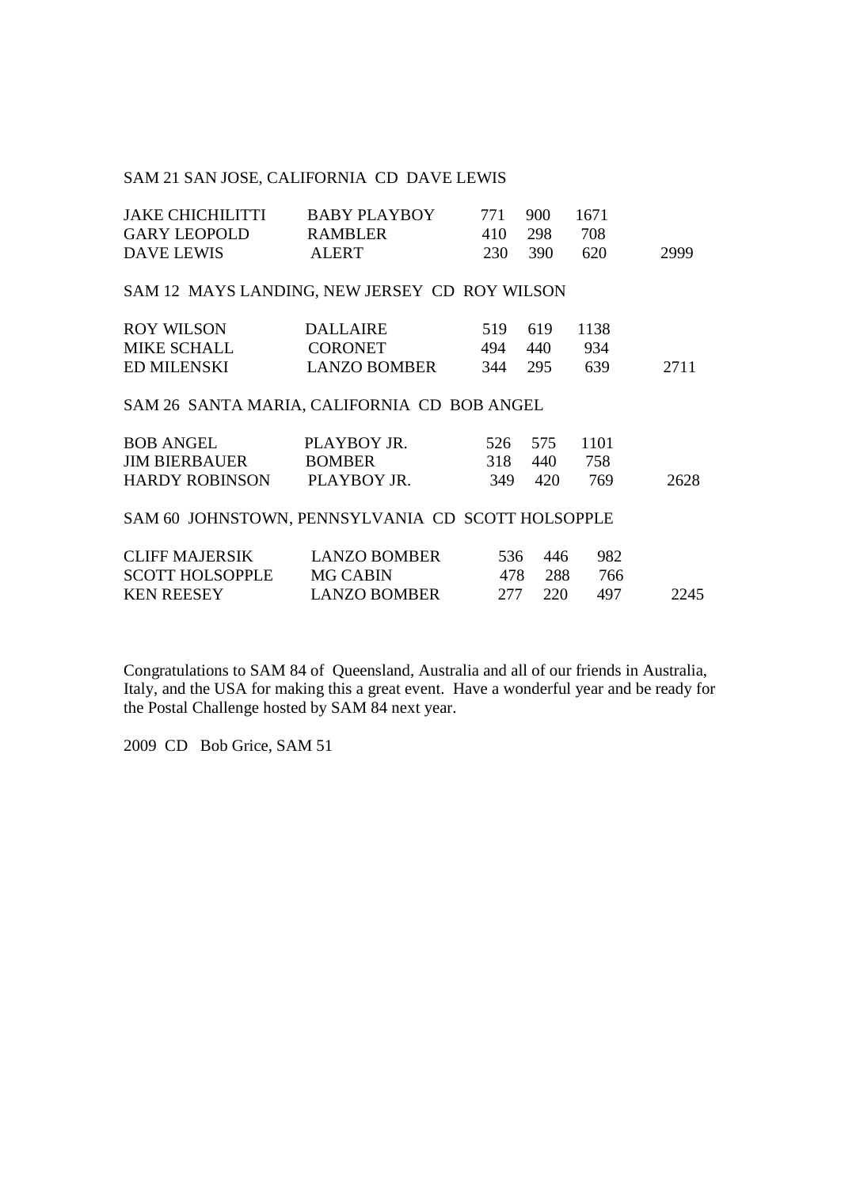SAM 21 SAN JOSE, CALIFORNIA CD DAVE LEWIS

| | | | | | |
|---|---|---|---|---|---|
| JAKE CHICHILITTI | BABY PLAYBOY | 771 | 900 | 1671 | |
| GARY LEOPOLD | RAMBLER | 410 | 298 | 708 | |
| DAVE LEWIS | ALERT | 230 | 390 | 620 | 2999 |

SAM 12 MAYS LANDING, NEW JERSEY CD ROY WILSON

| | | | | | |
|---|---|---|---|---|---|
| ROY WILSON | DALLAIRE | 519 | 619 | 1138 | |
| MIKE SCHALL | CORONET | 494 | 440 | 934 | |
| ED MILENSKI | LANZO BOMBER | 344 | 295 | 639 | 2711 |

SAM 26 SANTA MARIA, CALIFORNIA CD BOB ANGEL

| | | | | | |
|---|---|---|---|---|---|
| BOB ANGEL | PLAYBOY JR. | 526 | 575 | 1101 | |
| JIM BIERBAUER | BOMBER | 318 | 440 | 758 | |
| HARDY ROBINSON | PLAYBOY JR. | 349 | 420 | 769 | 2628 |

SAM 60 JOHNSTOWN, PENNSYLVANIA CD SCOTT HOLSOPPLE

| | | | | | |
|---|---|---|---|---|---|
| CLIFF MAJERSIK | LANZO BOMBER | 536 | 446 | 982 | |
| SCOTT HOLSOPPLE | MG CABIN | 478 | 288 | 766 | |
| KEN REESEY | LANZO BOMBER | 277 | 220 | 497 | 2245 |

Congratulations to SAM 84 of Queensland, Australia and all of our friends in Australia, Italy, and the USA for making this a great event. Have a wonderful year and be ready for the Postal Challenge hosted by SAM 84 next year.

2009 CD Bob Grice, SAM 51